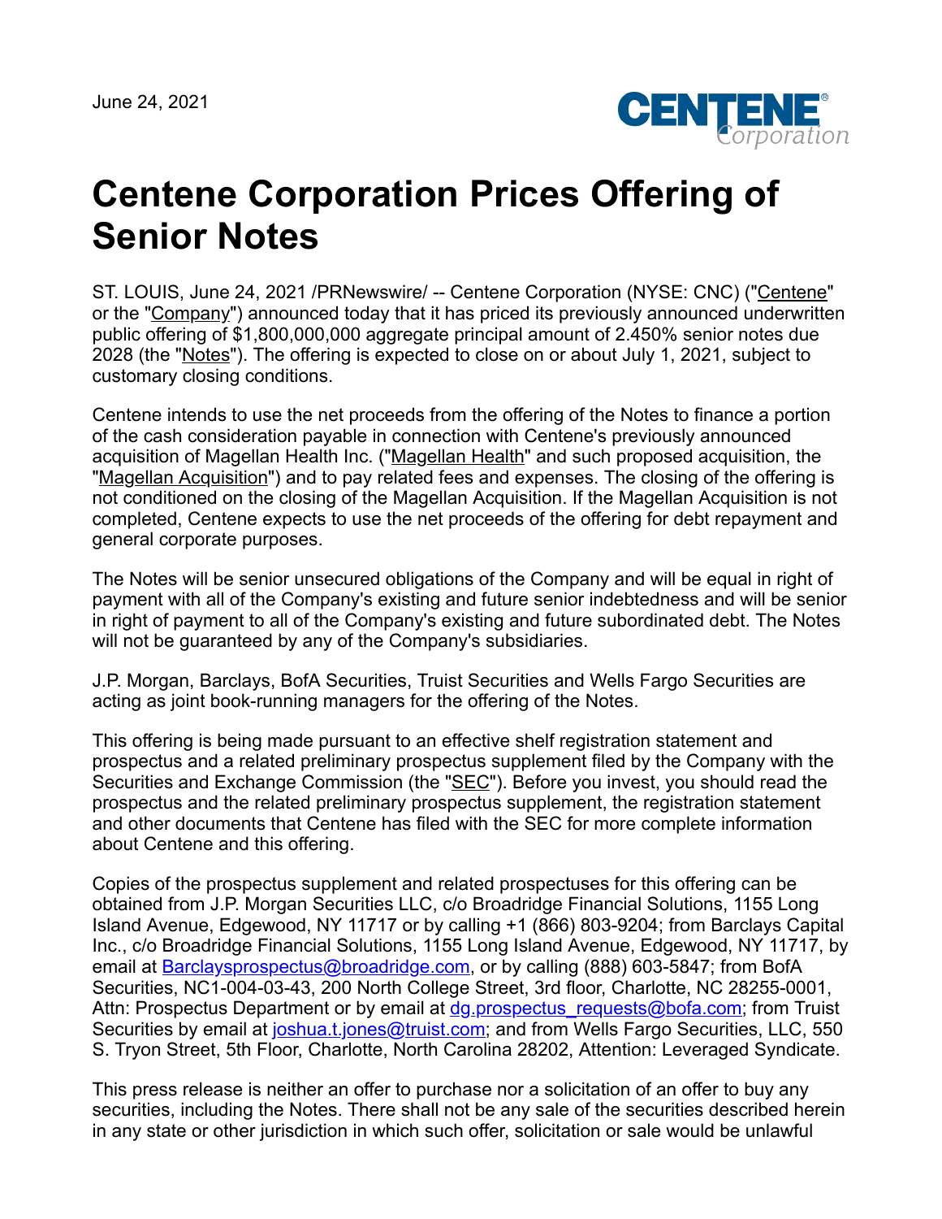June 24, 2021

# Centene Corporation Prices Offering of Senior Notes

ST. LOUIS, June 24, 2021 /PRNewswire/ -- Centene Corporation (NYSE: CNC) ("Centene" or the "Company") announced today that it has priced its previously announced underwritten public offering of $1,800,000,000 aggregate principal amount of 2.450% senior notes due 2028 (the "Notes"). The offering is expected to close on or about July 1, 2021, subject to customary closing conditions.

Centene intends to use the net proceeds from the offering of the Notes to finance a portion of the cash consideration payable in connection with Centene's previously announced acquisition of Magellan Health Inc. ("Magellan Health" and such proposed acquisition, the "Magellan Acquisition") and to pay related fees and expenses. The closing of the offering is not conditioned on the closing of the Magellan Acquisition. If the Magellan Acquisition is not completed, Centene expects to use the net proceeds of the offering for debt repayment and general corporate purposes.

The Notes will be senior unsecured obligations of the Company and will be equal in right of payment with all of the Company's existing and future senior indebtedness and will be senior in right of payment to all of the Company's existing and future subordinated debt. The Notes will not be guaranteed by any of the Company's subsidiaries.

J.P. Morgan, Barclays, BofA Securities, Truist Securities and Wells Fargo Securities are acting as joint book-running managers for the offering of the Notes.

This offering is being made pursuant to an effective shelf registration statement and prospectus and a related preliminary prospectus supplement filed by the Company with the Securities and Exchange Commission (the "SEC"). Before you invest, you should read the prospectus and the related preliminary prospectus supplement, the registration statement and other documents that Centene has filed with the SEC for more complete information about Centene and this offering.

Copies of the prospectus supplement and related prospectuses for this offering can be obtained from J.P. Morgan Securities LLC, c/o Broadridge Financial Solutions, 1155 Long Island Avenue, Edgewood, NY 11717 or by calling +1 (866) 803-9204; from Barclays Capital Inc., c/o Broadridge Financial Solutions, 1155 Long Island Avenue, Edgewood, NY 11717, by email at Barclaysprospectus@broadridge.com, or by calling (888) 603-5847; from BofA Securities, NC1-004-03-43, 200 North College Street, 3rd floor, Charlotte, NC 28255-0001, Attn: Prospectus Department or by email at dg.prospectus_requests@bofa.com; from Truist Securities by email at joshua.t.jones@truist.com; and from Wells Fargo Securities, LLC, 550 S. Tryon Street, 5th Floor, Charlotte, North Carolina 28202, Attention: Leveraged Syndicate.

This press release is neither an offer to purchase nor a solicitation of an offer to buy any securities, including the Notes. There shall not be any sale of the securities described herein in any state or other jurisdiction in which such offer, solicitation or sale would be unlawful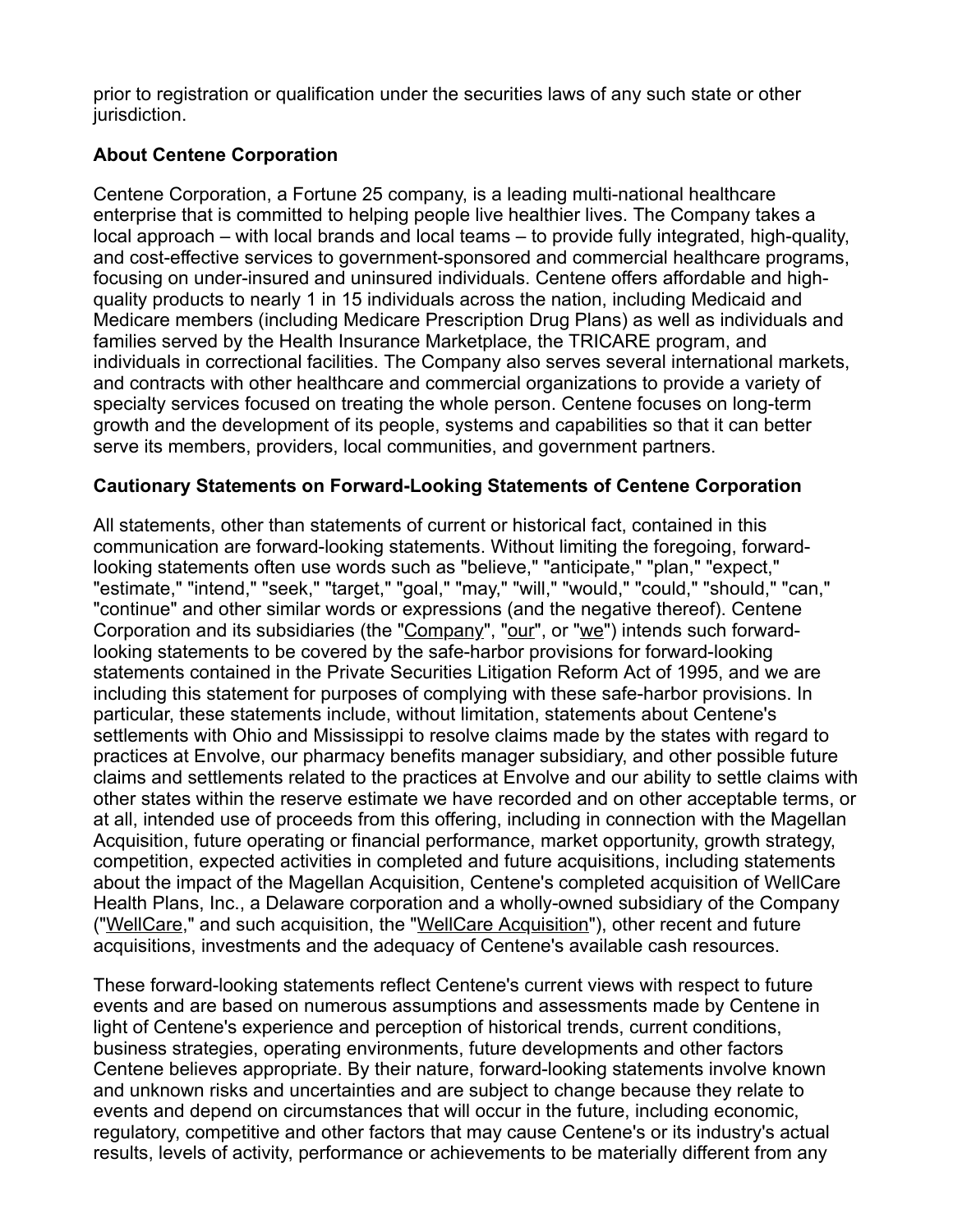prior to registration or qualification under the securities laws of any such state or other jurisdiction.

**About Centene Corporation**

Centene Corporation, a Fortune 25 company, is a leading multi-national healthcare enterprise that is committed to helping people live healthier lives. The Company takes a local approach – with local brands and local teams – to provide fully integrated, high-quality, and cost-effective services to government-sponsored and commercial healthcare programs, focusing on under-insured and uninsured individuals. Centene offers affordable and high-quality products to nearly 1 in 15 individuals across the nation, including Medicaid and Medicare members (including Medicare Prescription Drug Plans) as well as individuals and families served by the Health Insurance Marketplace, the TRICARE program, and individuals in correctional facilities. The Company also serves several international markets, and contracts with other healthcare and commercial organizations to provide a variety of specialty services focused on treating the whole person. Centene focuses on long-term growth and the development of its people, systems and capabilities so that it can better serve its members, providers, local communities, and government partners.

**Cautionary Statements on Forward-Looking Statements of Centene Corporation**

All statements, other than statements of current or historical fact, contained in this communication are forward-looking statements. Without limiting the foregoing, forward-looking statements often use words such as "believe," "anticipate," "plan," "expect," "estimate," "intend," "seek," "target," "goal," "may," "will," "would," "could," "should," "can," "continue" and other similar words or expressions (and the negative thereof). Centene Corporation and its subsidiaries (the "Company", "our", or "we") intends such forward-looking statements to be covered by the safe-harbor provisions for forward-looking statements contained in the Private Securities Litigation Reform Act of 1995, and we are including this statement for purposes of complying with these safe-harbor provisions. In particular, these statements include, without limitation, statements about Centene's settlements with Ohio and Mississippi to resolve claims made by the states with regard to practices at Envolve, our pharmacy benefits manager subsidiary, and other possible future claims and settlements related to the practices at Envolve and our ability to settle claims with other states within the reserve estimate we have recorded and on other acceptable terms, or at all, intended use of proceeds from this offering, including in connection with the Magellan Acquisition, future operating or financial performance, market opportunity, growth strategy, competition, expected activities in completed and future acquisitions, including statements about the impact of the Magellan Acquisition, Centene's completed acquisition of WellCare Health Plans, Inc., a Delaware corporation and a wholly-owned subsidiary of the Company ("WellCare," and such acquisition, the "WellCare Acquisition"), other recent and future acquisitions, investments and the adequacy of Centene's available cash resources.

These forward-looking statements reflect Centene's current views with respect to future events and are based on numerous assumptions and assessments made by Centene in light of Centene's experience and perception of historical trends, current conditions, business strategies, operating environments, future developments and other factors Centene believes appropriate. By their nature, forward-looking statements involve known and unknown risks and uncertainties and are subject to change because they relate to events and depend on circumstances that will occur in the future, including economic, regulatory, competitive and other factors that may cause Centene's or its industry's actual results, levels of activity, performance or achievements to be materially different from any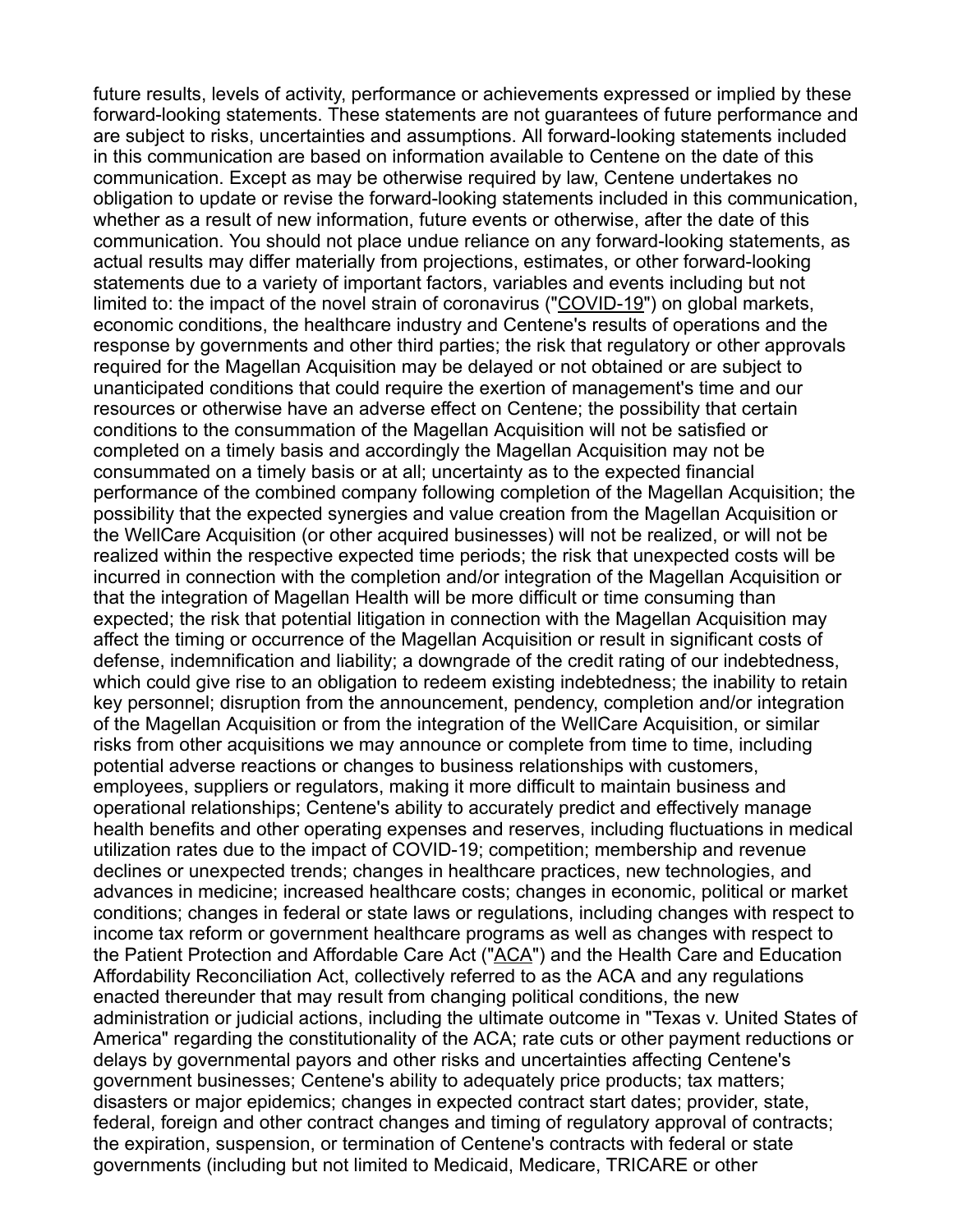future results, levels of activity, performance or achievements expressed or implied by these forward-looking statements. These statements are not guarantees of future performance and are subject to risks, uncertainties and assumptions. All forward-looking statements included in this communication are based on information available to Centene on the date of this communication. Except as may be otherwise required by law, Centene undertakes no obligation to update or revise the forward-looking statements included in this communication, whether as a result of new information, future events or otherwise, after the date of this communication. You should not place undue reliance on any forward-looking statements, as actual results may differ materially from projections, estimates, or other forward-looking statements due to a variety of important factors, variables and events including but not limited to: the impact of the novel strain of coronavirus ("COVID-19") on global markets, economic conditions, the healthcare industry and Centene's results of operations and the response by governments and other third parties; the risk that regulatory or other approvals required for the Magellan Acquisition may be delayed or not obtained or are subject to unanticipated conditions that could require the exertion of management's time and our resources or otherwise have an adverse effect on Centene; the possibility that certain conditions to the consummation of the Magellan Acquisition will not be satisfied or completed on a timely basis and accordingly the Magellan Acquisition may not be consummated on a timely basis or at all; uncertainty as to the expected financial performance of the combined company following completion of the Magellan Acquisition; the possibility that the expected synergies and value creation from the Magellan Acquisition or the WellCare Acquisition (or other acquired businesses) will not be realized, or will not be realized within the respective expected time periods; the risk that unexpected costs will be incurred in connection with the completion and/or integration of the Magellan Acquisition or that the integration of Magellan Health will be more difficult or time consuming than expected; the risk that potential litigation in connection with the Magellan Acquisition may affect the timing or occurrence of the Magellan Acquisition or result in significant costs of defense, indemnification and liability; a downgrade of the credit rating of our indebtedness, which could give rise to an obligation to redeem existing indebtedness; the inability to retain key personnel; disruption from the announcement, pendency, completion and/or integration of the Magellan Acquisition or from the integration of the WellCare Acquisition, or similar risks from other acquisitions we may announce or complete from time to time, including potential adverse reactions or changes to business relationships with customers, employees, suppliers or regulators, making it more difficult to maintain business and operational relationships; Centene's ability to accurately predict and effectively manage health benefits and other operating expenses and reserves, including fluctuations in medical utilization rates due to the impact of COVID-19; competition; membership and revenue declines or unexpected trends; changes in healthcare practices, new technologies, and advances in medicine; increased healthcare costs; changes in economic, political or market conditions; changes in federal or state laws or regulations, including changes with respect to income tax reform or government healthcare programs as well as changes with respect to the Patient Protection and Affordable Care Act ("ACA") and the Health Care and Education Affordability Reconciliation Act, collectively referred to as the ACA and any regulations enacted thereunder that may result from changing political conditions, the new administration or judicial actions, including the ultimate outcome in "Texas v. United States of America" regarding the constitutionality of the ACA; rate cuts or other payment reductions or delays by governmental payors and other risks and uncertainties affecting Centene's government businesses; Centene's ability to adequately price products; tax matters; disasters or major epidemics; changes in expected contract start dates; provider, state, federal, foreign and other contract changes and timing of regulatory approval of contracts; the expiration, suspension, or termination of Centene's contracts with federal or state governments (including but not limited to Medicaid, Medicare, TRICARE or other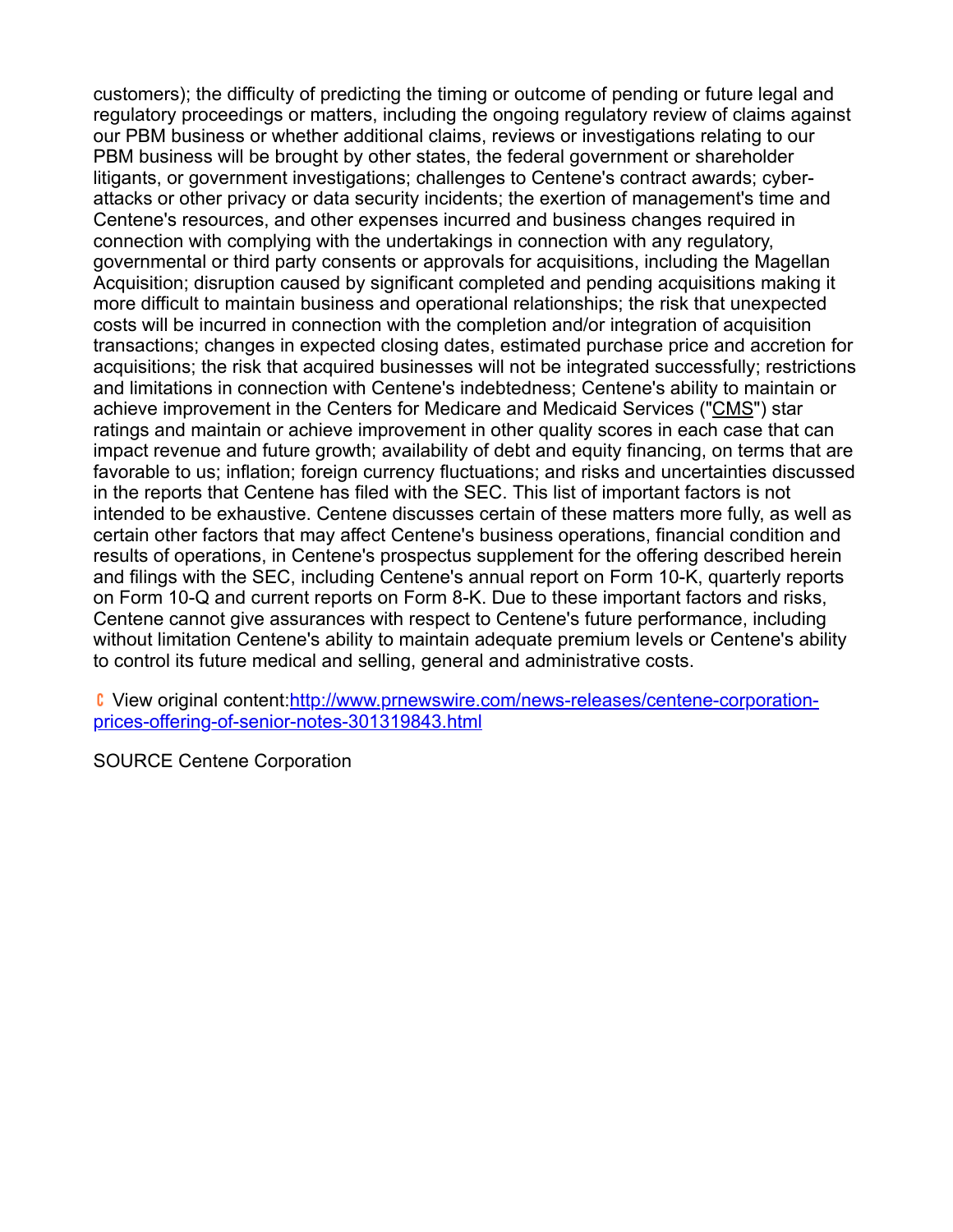customers); the difficulty of predicting the timing or outcome of pending or future legal and regulatory proceedings or matters, including the ongoing regulatory review of claims against our PBM business or whether additional claims, reviews or investigations relating to our PBM business will be brought by other states, the federal government or shareholder litigants, or government investigations; challenges to Centene's contract awards; cyber-attacks or other privacy or data security incidents; the exertion of management's time and Centene's resources, and other expenses incurred and business changes required in connection with complying with the undertakings in connection with any regulatory, governmental or third party consents or approvals for acquisitions, including the Magellan Acquisition; disruption caused by significant completed and pending acquisitions making it more difficult to maintain business and operational relationships; the risk that unexpected costs will be incurred in connection with the completion and/or integration of acquisition transactions; changes in expected closing dates, estimated purchase price and accretion for acquisitions; the risk that acquired businesses will not be integrated successfully; restrictions and limitations in connection with Centene's indebtedness; Centene's ability to maintain or achieve improvement in the Centers for Medicare and Medicaid Services ("CMS") star ratings and maintain or achieve improvement in other quality scores in each case that can impact revenue and future growth; availability of debt and equity financing, on terms that are favorable to us; inflation; foreign currency fluctuations; and risks and uncertainties discussed in the reports that Centene has filed with the SEC. This list of important factors is not intended to be exhaustive. Centene discusses certain of these matters more fully, as well as certain other factors that may affect Centene's business operations, financial condition and results of operations, in Centene's prospectus supplement for the offering described herein and filings with the SEC, including Centene's annual report on Form 10-K, quarterly reports on Form 10-Q and current reports on Form 8-K. Due to these important factors and risks, Centene cannot give assurances with respect to Centene's future performance, including without limitation Centene's ability to maintain adequate premium levels or Centene's ability to control its future medical and selling, general and administrative costs.

View original content: http://www.prnewswire.com/news-releases/centene-corporation-prices-offering-of-senior-notes-301319843.html

SOURCE Centene Corporation